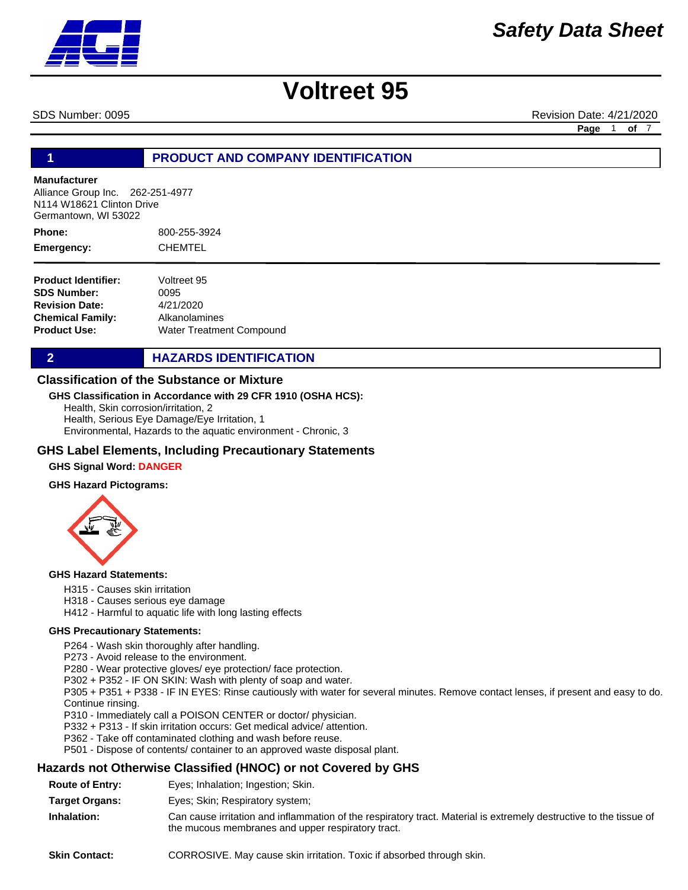# Safety Data Sheet

# Voltreet 95

SDS Number: 0095 Revision Date: 4/21/2020

## 1 PRODUCT AND COMPANY IDENTIFICATION

**Manufacturer**
Alliance Group Inc. 262-251-4977
N114 W18621 Clinton Drive
Germantown, WI 53022

**Phone:** 800-255-3924

**Emergency:** CHEMTEL

**Product Identifier:** Voltreet 95
**SDS Number:** 0095
**Revision Date:** 4/21/2020
**Chemical Family:** Alkanolamines
**Product Use:** Water Treatment Compound

## 2 HAZARDS IDENTIFICATION

### Classification of the Substance or Mixture

**GHS Classification in Accordance with 29 CFR 1910 (OSHA HCS):**

Health, Skin corrosion/irritation, 2
Health, Serious Eye Damage/Eye Irritation, 1
Environmental, Hazards to the aquatic environment - Chronic, 3

### GHS Label Elements, Including Precautionary Statements

**GHS Signal Word: DANGER**

**GHS Hazard Pictograms:**

**GHS Hazard Statements:**

H315 - Causes skin irritation
H318 - Causes serious eye damage
H412 - Harmful to aquatic life with long lasting effects

**GHS Precautionary Statements:**

P264 - Wash skin thoroughly after handling.
P273 - Avoid release to the environment.
P280 - Wear protective gloves/ eye protection/ face protection.
P302 + P352 - IF ON SKIN: Wash with plenty of soap and water.
P305 + P351 + P338 - IF IN EYES: Rinse cautiously with water for several minutes. Remove contact lenses, if present and easy to do. Continue rinsing.
P310 - Immediately call a POISON CENTER or doctor/ physician.
P332 + P313 - If skin irritation occurs: Get medical advice/ attention.
P362 - Take off contaminated clothing and wash before reuse.
P501 - Dispose of contents/ container to an approved waste disposal plant.

### Hazards not Otherwise Classified (HNOC) or not Covered by GHS

**Route of Entry:** Eyes; Inhalation; Ingestion; Skin.

**Target Organs:** Eyes; Skin; Respiratory system;

**Inhalation:** Can cause irritation and inflammation of the respiratory tract. Material is extremely destructive to the tissue of the mucous membranes and upper respiratory tract.

**Skin Contact:** CORROSIVE. May cause skin irritation. Toxic if absorbed through skin.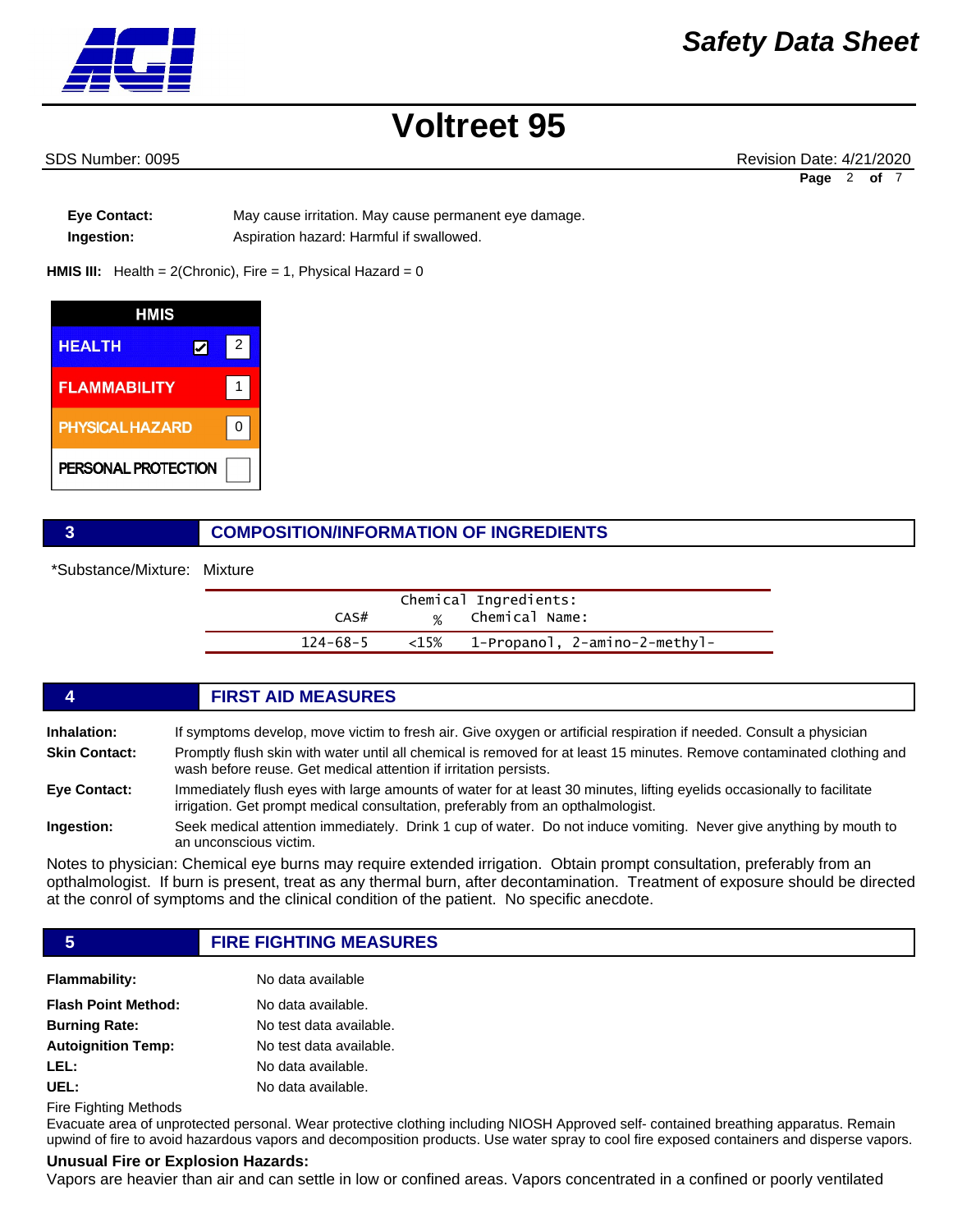Eye Contact: May cause irritation. May cause permanent eye damage.

Ingestion: Aspiration hazard: Harmful if swallowed.

**HMIS III:** Health = 2(Chronic), Fire = 1, Physical Hazard = 0

| HMIS | |
|---|---|
| HEALTH ☑ | 2 |
| FLAMMABILITY | 1 |
| PHYSICAL HAZARD | 0 |
| PERSONAL PROTECTION | |

## 3 COMPOSITION/INFORMATION OF INGREDIENTS

*Substance/Mixture: Mixture

| CAS# | % | Chemical Ingredients: Chemical Name: |
|---|---|---|
| 124-68-5 | <15% | 1-Propanol, 2-amino-2-methyl- |

## 4 FIRST AID MEASURES

**Inhalation:** If symptoms develop, move victim to fresh air. Give oxygen or artificial respiration if needed. Consult a physician

**Skin Contact:** Promptly flush skin with water until all chemical is removed for at least 15 minutes. Remove contaminated clothing and wash before reuse. Get medical attention if irritation persists.

**Eye Contact:** Immediately flush eyes with large amounts of water for at least 30 minutes, lifting eyelids occasionally to facilitate irrigation. Get prompt medical consultation, preferably from an opthalmologist.

**Ingestion:** Seek medical attention immediately. Drink 1 cup of water. Do not induce vomiting. Never give anything by mouth to an unconscious victim.

Notes to physician: Chemical eye burns may require extended irrigation. Obtain prompt consultation, preferably from an opthalmologist. If burn is present, treat as any thermal burn, after decontamination. Treatment of exposure should be directed at the conrol of symptoms and the clinical condition of the patient. No specific anecdote.

## 5 FIRE FIGHTING MEASURES

**Flammability:** No data available

**Flash Point Method:** No data available.

**Burning Rate:** No test data available.

**Autoignition Temp:** No test data available.

**LEL:** No data available.

**UEL:** No data available.

Fire Fighting Methods

Evacuate area of unprotected personal. Wear protective clothing including NIOSH Approved self- contained breathing apparatus. Remain upwind of fire to avoid hazardous vapors and decomposition products. Use water spray to cool fire exposed containers and disperse vapors.

**Unusual Fire or Explosion Hazards:**

Vapors are heavier than air and can settle in low or confined areas. Vapors concentrated in a confined or poorly ventilated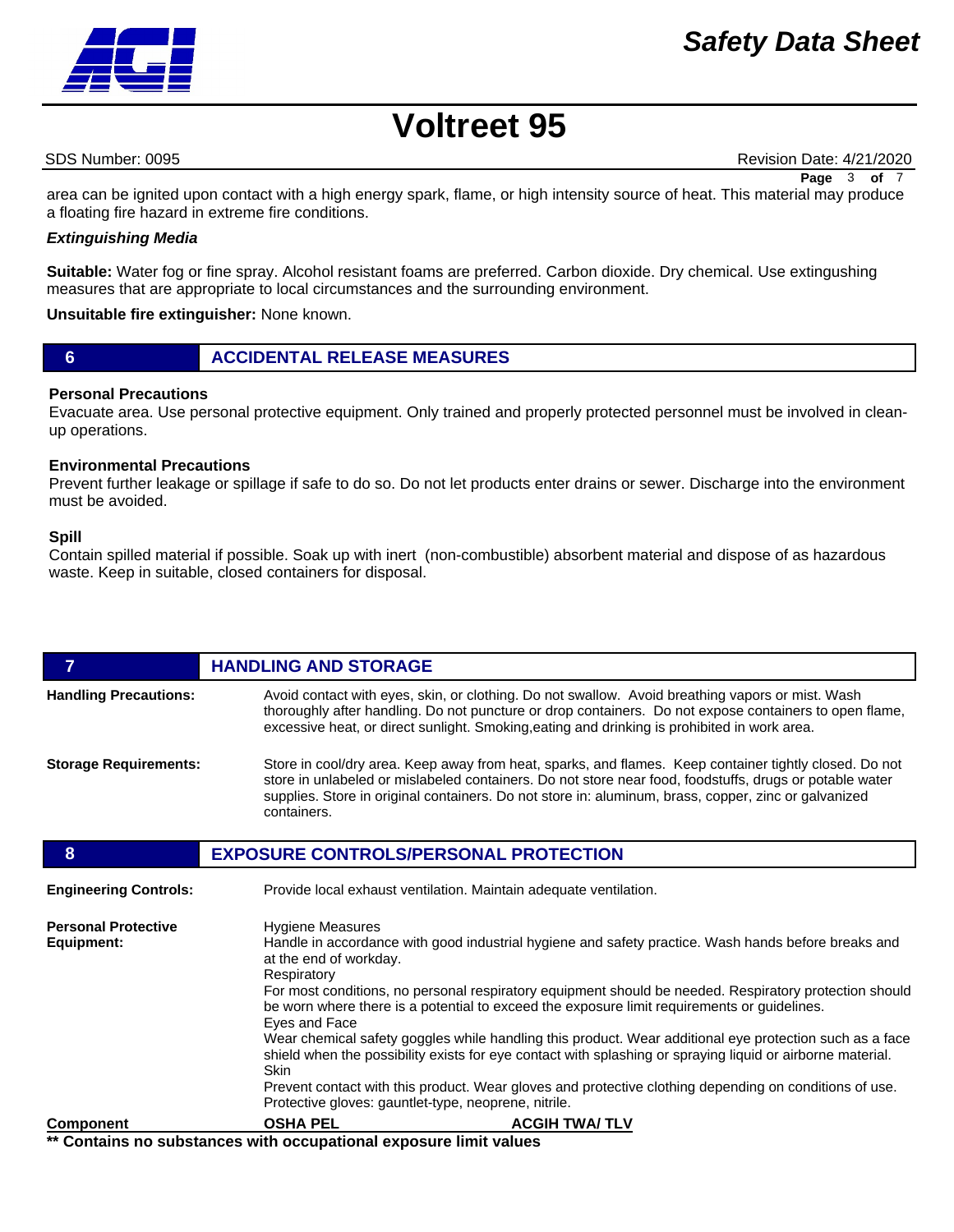area can be ignited upon contact with a high energy spark, flame, or high intensity source of heat. This material may produce a floating fire hazard in extreme fire conditions.

***Extinguishing Media***

**Suitable:** Water fog or fine spray. Alcohol resistant foams are preferred. Carbon dioxide. Dry chemical. Use extingushing measures that are appropriate to local circumstances and the surrounding environment.

**Unsuitable fire extinguisher:** None known.

## 6 ACCIDENTAL RELEASE MEASURES

**Personal Precautions**

Evacuate area. Use personal protective equipment. Only trained and properly protected personnel must be involved in clean-up operations.

**Environmental Precautions**

Prevent further leakage or spillage if safe to do so. Do not let products enter drains or sewer. Discharge into the environment must be avoided.

**Spill**

Contain spilled material if possible. Soak up with inert (non-combustible) absorbent material and dispose of as hazardous waste. Keep in suitable, closed containers for disposal.

## 7 HANDLING AND STORAGE

**Handling Precautions:** Avoid contact with eyes, skin, or clothing. Do not swallow. Avoid breathing vapors or mist. Wash thoroughly after handling. Do not puncture or drop containers. Do not expose containers to open flame, excessive heat, or direct sunlight. Smoking,eating and drinking is prohibited in work area.

**Storage Requirements:** Store in cool/dry area. Keep away from heat, sparks, and flames. Keep container tightly closed. Do not store in unlabeled or mislabeled containers. Do not store near food, foodstuffs, drugs or potable water supplies. Store in original containers. Do not store in: aluminum, brass, copper, zinc or galvanized containers.

## 8 EXPOSURE CONTROLS/PERSONAL PROTECTION

**Engineering Controls:** Provide local exhaust ventilation. Maintain adequate ventilation.

**Personal Protective Equipment:**

Hygiene Measures
Handle in accordance with good industrial hygiene and safety practice. Wash hands before breaks and at the end of workday.

Respiratory
For most conditions, no personal respiratory equipment should be needed. Respiratory protection should be worn where there is a potential to exceed the exposure limit requirements or guidelines.

Eyes and Face
Wear chemical safety goggles while handling this product. Wear additional eye protection such as a face shield when the possibility exists for eye contact with splashing or spraying liquid or airborne material.

Skin
Prevent contact with this product. Wear gloves and protective clothing depending on conditions of use. Protective gloves: gauntlet-type, neoprene, nitrile.

| Component | OSHA PEL | ACGIH TWA/ TLV |
| --- | --- | --- |

**\** Contains no substances with occupational exposure limit values**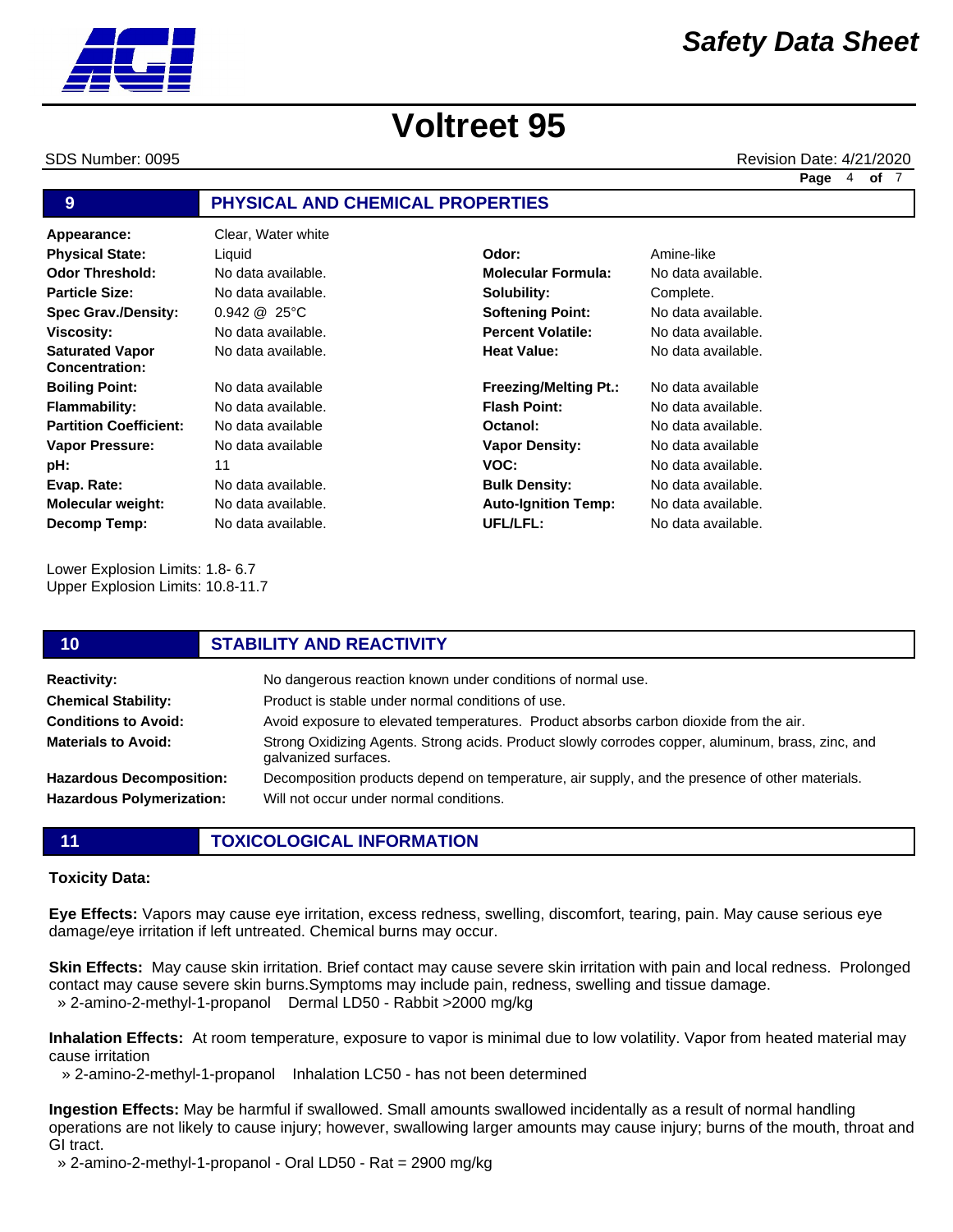# Voltreet 95

SDS Number: 0095 Revision Date: 4/21/2020

## 9 PHYSICAL AND CHEMICAL PROPERTIES

| | | | |
|---|---|---|---|
| **Appearance:** | Clear, Water white | | |
| **Physical State:** | Liquid | **Odor:** | Amine-like |
| **Odor Threshold:** | No data available. | **Molecular Formula:** | No data available. |
| **Particle Size:** | No data available. | **Solubility:** | Complete. |
| **Spec Grav./Density:** | 0.942 @ 25°C | **Softening Point:** | No data available. |
| **Viscosity:** | No data available. | **Percent Volatile:** | No data available. |
| **Saturated Vapor Concentration:** | No data available. | **Heat Value:** | No data available. |
| **Boiling Point:** | No data available | **Freezing/Melting Pt.:** | No data available |
| **Flammability:** | No data available. | **Flash Point:** | No data available. |
| **Partition Coefficient:** | No data available | **Octanol:** | No data available. |
| **Vapor Pressure:** | No data available | **Vapor Density:** | No data available |
| **pH:** | 11 | **VOC:** | No data available. |
| **Evap. Rate:** | No data available. | **Bulk Density:** | No data available. |
| **Molecular weight:** | No data available. | **Auto-Ignition Temp:** | No data available. |
| **Decomp Temp:** | No data available. | **UFL/LFL:** | No data available. |

Lower Explosion Limits: 1.8- 6.7
Upper Explosion Limits: 10.8-11.7

## 10 STABILITY AND REACTIVITY

| | |
|---|---|
| **Reactivity:** | No dangerous reaction known under conditions of normal use. |
| **Chemical Stability:** | Product is stable under normal conditions of use. |
| **Conditions to Avoid:** | Avoid exposure to elevated temperatures. Product absorbs carbon dioxide from the air. |
| **Materials to Avoid:** | Strong Oxidizing Agents. Strong acids. Product slowly corrodes copper, aluminum, brass, zinc, and galvanized surfaces. |
| **Hazardous Decomposition:** | Decomposition products depend on temperature, air supply, and the presence of other materials. |
| **Hazardous Polymerization:** | Will not occur under normal conditions. |

## 11 TOXICOLOGICAL INFORMATION

**Toxicity Data:**

**Eye Effects:** Vapors may cause eye irritation, excess redness, swelling, discomfort, tearing, pain. May cause serious eye damage/eye irritation if left untreated. Chemical burns may occur.

**Skin Effects:** May cause skin irritation. Brief contact may cause severe skin irritation with pain and local redness. Prolonged contact may cause severe skin burns.Symptoms may include pain, redness, swelling and tissue damage.
» 2-amino-2-methyl-1-propanol Dermal LD50 - Rabbit >2000 mg/kg

**Inhalation Effects:** At room temperature, exposure to vapor is minimal due to low volatility. Vapor from heated material may cause irritation
» 2-amino-2-methyl-1-propanol Inhalation LC50 - has not been determined

**Ingestion Effects:** May be harmful if swallowed. Small amounts swallowed incidentally as a result of normal handling operations are not likely to cause injury; however, swallowing larger amounts may cause injury; burns of the mouth, throat and GI tract.
» 2-amino-2-methyl-1-propanol - Oral LD50 - Rat = 2900 mg/kg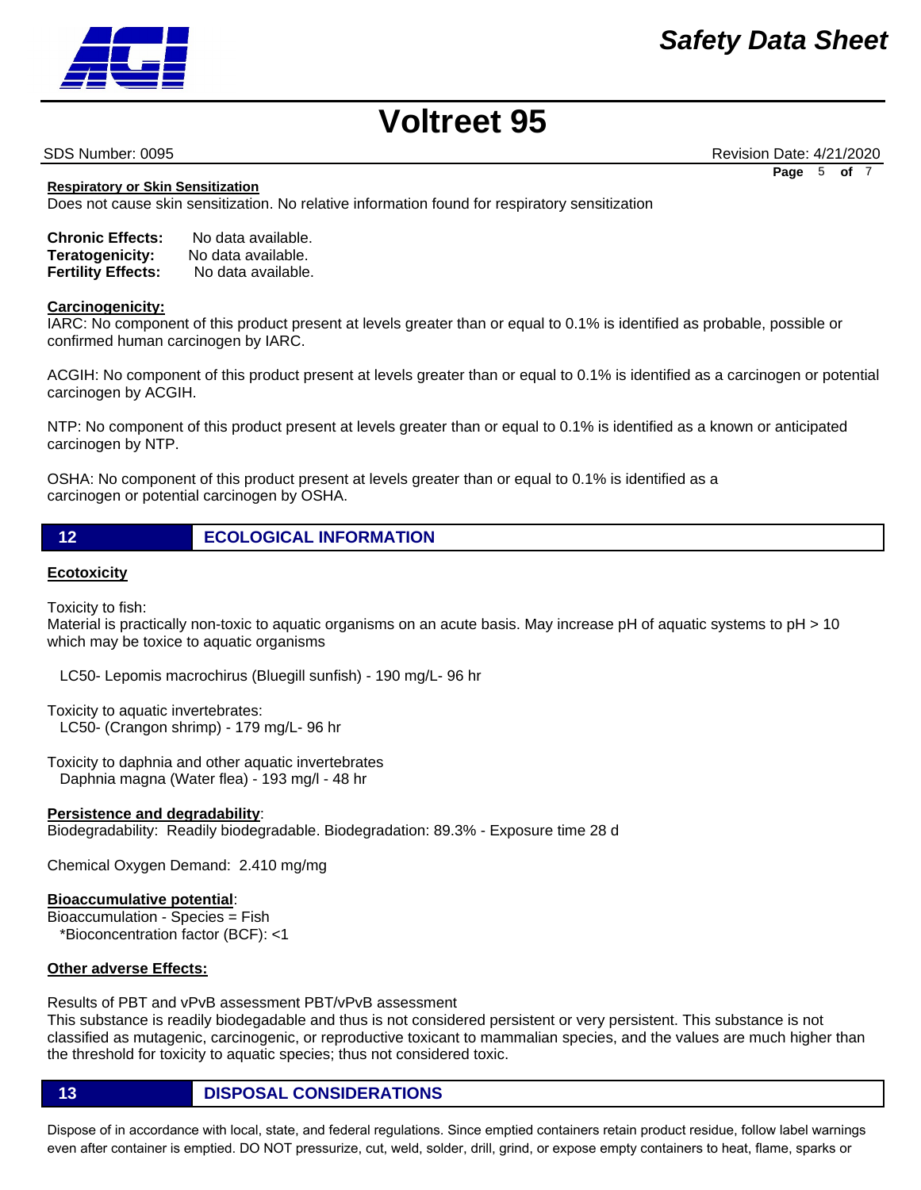#### Respiratory or Skin Sensitization

Does not cause skin sensitization. No relative information found for respiratory sensitization

**Chronic Effects:** No data available.
**Teratogenicity:** No data available.
**Fertility Effects:** No data available.

#### Carcinogenicity:

IARC: No component of this product present at levels greater than or equal to 0.1% is identified as probable, possible or confirmed human carcinogen by IARC.

ACGIH: No component of this product present at levels greater than or equal to 0.1% is identified as a carcinogen or potential carcinogen by ACGIH.

NTP: No component of this product present at levels greater than or equal to 0.1% is identified as a known or anticipated carcinogen by NTP.

OSHA: No component of this product present at levels greater than or equal to 0.1% is identified as a carcinogen or potential carcinogen by OSHA.

## 12 ECOLOGICAL INFORMATION

#### Ecotoxicity

Toxicity to fish:
Material is practically non-toxic to aquatic organisms on an acute basis. May increase pH of aquatic systems to pH > 10 which may be toxice to aquatic organisms

LC50- Lepomis macrochirus (Bluegill sunfish) - 190 mg/L- 96 hr

Toxicity to aquatic invertebrates:
LC50- (Crangon shrimp) - 179 mg/L- 96 hr

Toxicity to daphnia and other aquatic invertebrates
Daphnia magna (Water flea) - 193 mg/l - 48 hr

**Persistence and degradability**:
Biodegradability: Readily biodegradable. Biodegradation: 89.3% - Exposure time 28 d

Chemical Oxygen Demand: 2.410 mg/mg

**Bioaccumulative potential**:
Bioaccumulation - Species = Fish
*Bioconcentration factor (BCF): <1

#### Other adverse Effects:

Results of PBT and vPvB assessment PBT/vPvB assessment
This substance is readily biodegadable and thus is not considered persistent or very persistent. This substance is not classified as mutagenic, carcinogenic, or reproductive toxicant to mammalian species, and the values are much higher than the threshold for toxicity to aquatic species; thus not considered toxic.

## 13 DISPOSAL CONSIDERATIONS

Dispose of in accordance with local, state, and federal regulations. Since emptied containers retain product residue, follow label warnings even after container is emptied. DO NOT pressurize, cut, weld, solder, drill, grind, or expose empty containers to heat, flame, sparks or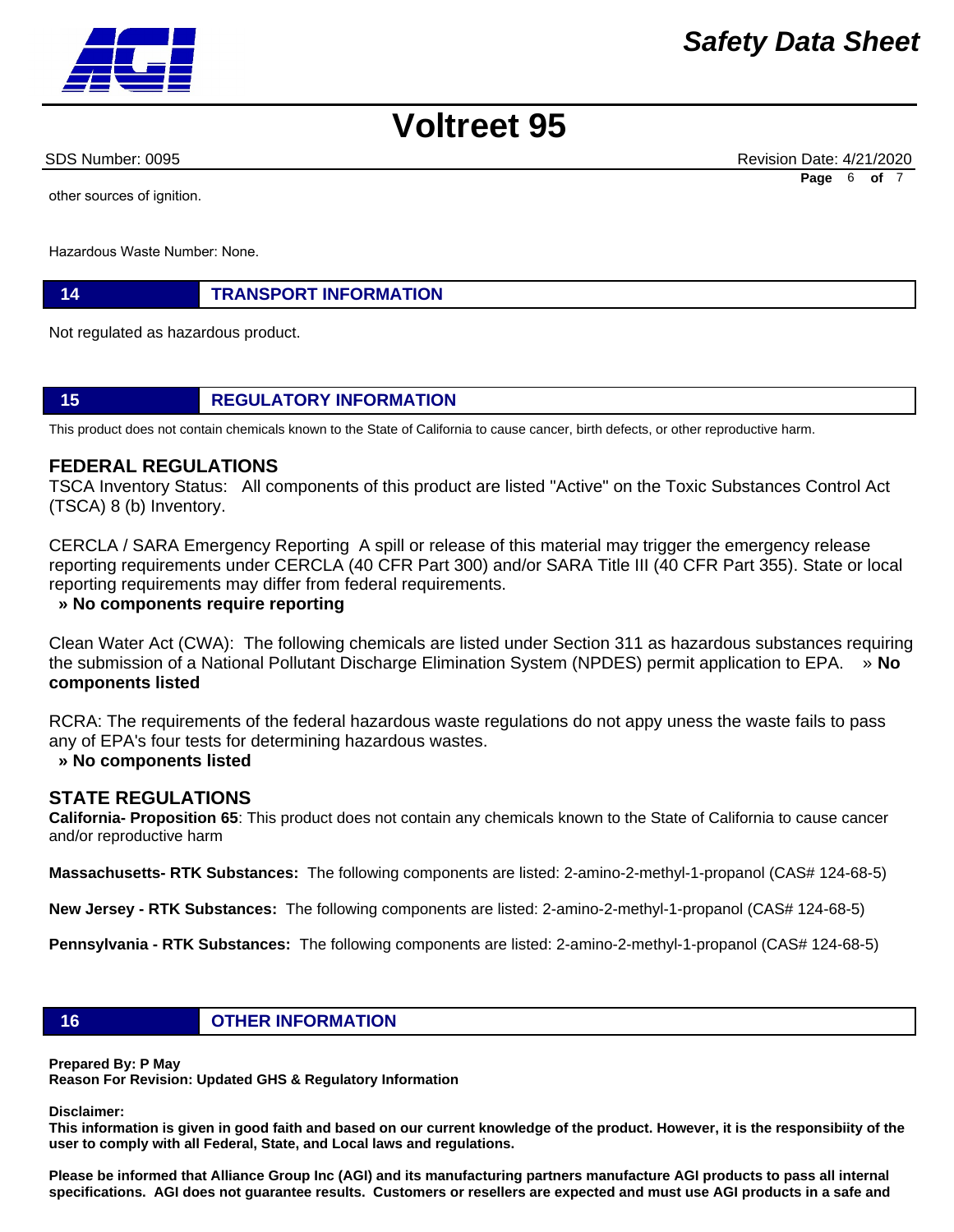other sources of ignition.

Hazardous Waste Number: None.

## 14 TRANSPORT INFORMATION

Not regulated as hazardous product.

## 15 REGULATORY INFORMATION

This product does not contain chemicals known to the State of California to cause cancer, birth defects, or other reproductive harm.

### FEDERAL REGULATIONS

TSCA Inventory Status: All components of this product are listed "Active" on the Toxic Substances Control Act (TSCA) 8 (b) Inventory.

CERCLA / SARA Emergency Reporting A spill or release of this material may trigger the emergency release reporting requirements under CERCLA (40 CFR Part 300) and/or SARA Title III (40 CFR Part 355). State or local reporting requirements may differ from federal requirements.

**» No components require reporting**

Clean Water Act (CWA): The following chemicals are listed under Section 311 as hazardous substances requiring the submission of a National Pollutant Discharge Elimination System (NPDES) permit application to EPA. » **No components listed**

RCRA: The requirements of the federal hazardous waste regulations do not appy uness the waste fails to pass any of EPA's four tests for determining hazardous wastes.

**» No components listed**

### STATE REGULATIONS

**California- Proposition 65**: This product does not contain any chemicals known to the State of California to cause cancer and/or reproductive harm

**Massachusetts- RTK Substances:** The following components are listed: 2-amino-2-methyl-1-propanol (CAS# 124-68-5)

**New Jersey - RTK Substances:** The following components are listed: 2-amino-2-methyl-1-propanol (CAS# 124-68-5)

**Pennsylvania - RTK Substances:** The following components are listed: 2-amino-2-methyl-1-propanol (CAS# 124-68-5)

## 16 OTHER INFORMATION

**Prepared By: P May**
**Reason For Revision: Updated GHS & Regulatory Information**

**Disclaimer:**
**This information is given in good faith and based on our current knowledge of the product. However, it is the responsibiity of the user to comply with all Federal, State, and Local laws and regulations.**

**Please be informed that Alliance Group Inc (AGI) and its manufacturing partners manufacture AGI products to pass all internal specifications. AGI does not guarantee results. Customers or resellers are expected and must use AGI products in a safe and**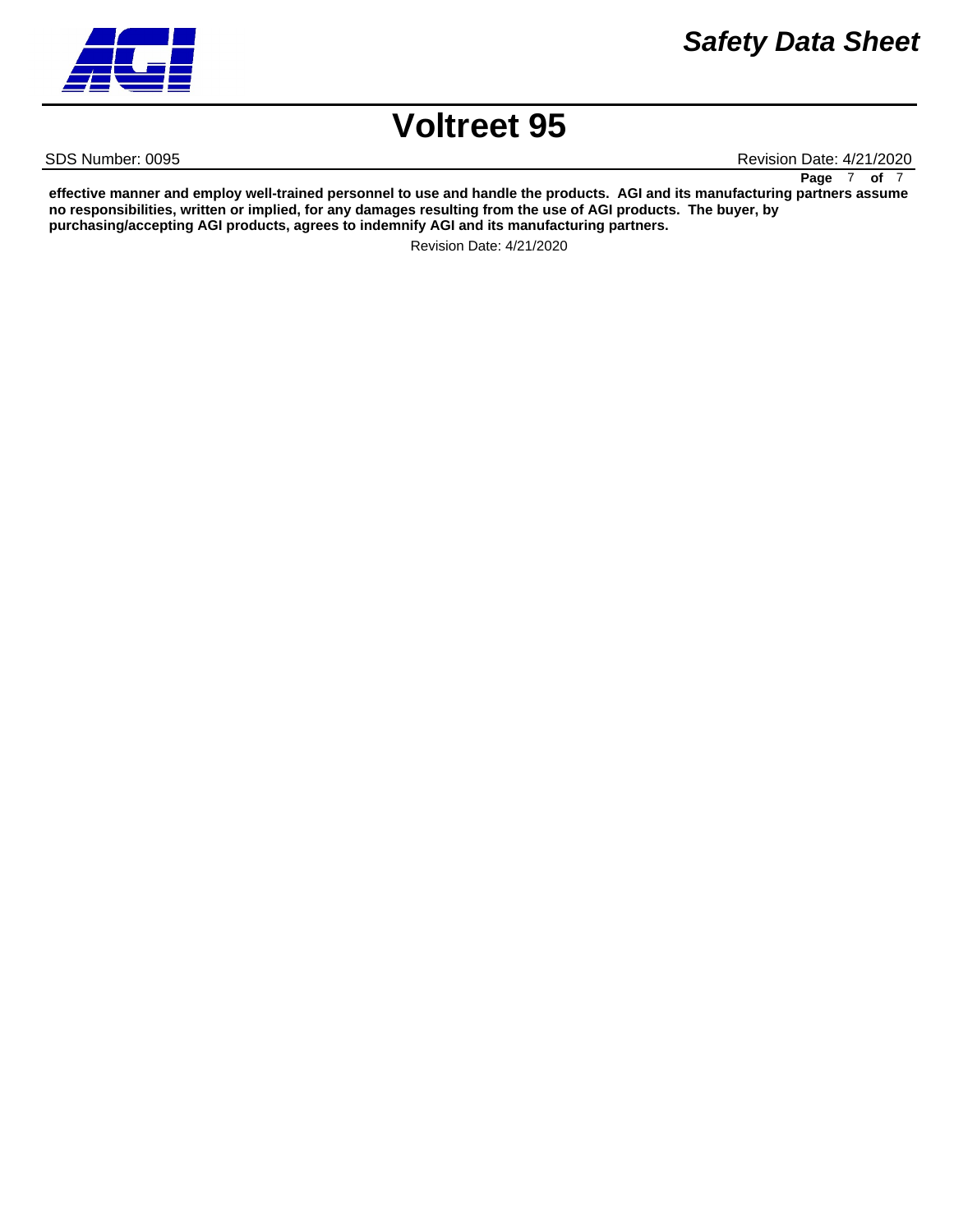**effective manner and employ well-trained personnel to use and handle the products. AGI and its manufacturing partners assume no responsibilities, written or implied, for any damages resulting from the use of AGI products. The buyer, by purchasing/accepting AGI products, agrees to indemnify AGI and its manufacturing partners.**

Revision Date: 4/21/2020